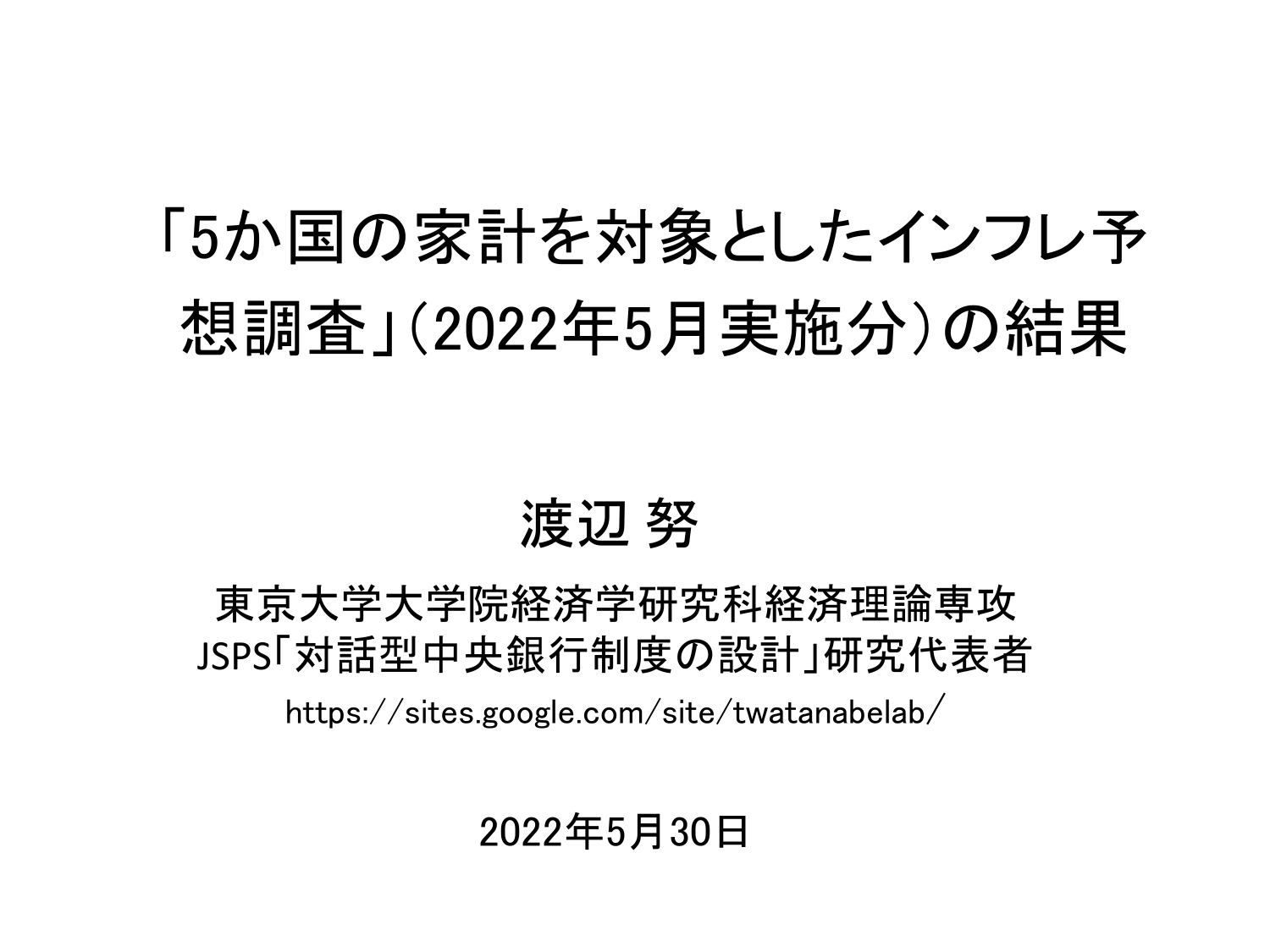# 「5か国の家計を対象としたインフレ予想調査」(2022年5月実施分)の結果

## 渡辺 努

東京大学大学院経済学研究科経済理論専攻

JSPS「対話型中央銀行制度の設計」研究代表者

https://sites.google.com/site/twatanabelab/

2022年5月30日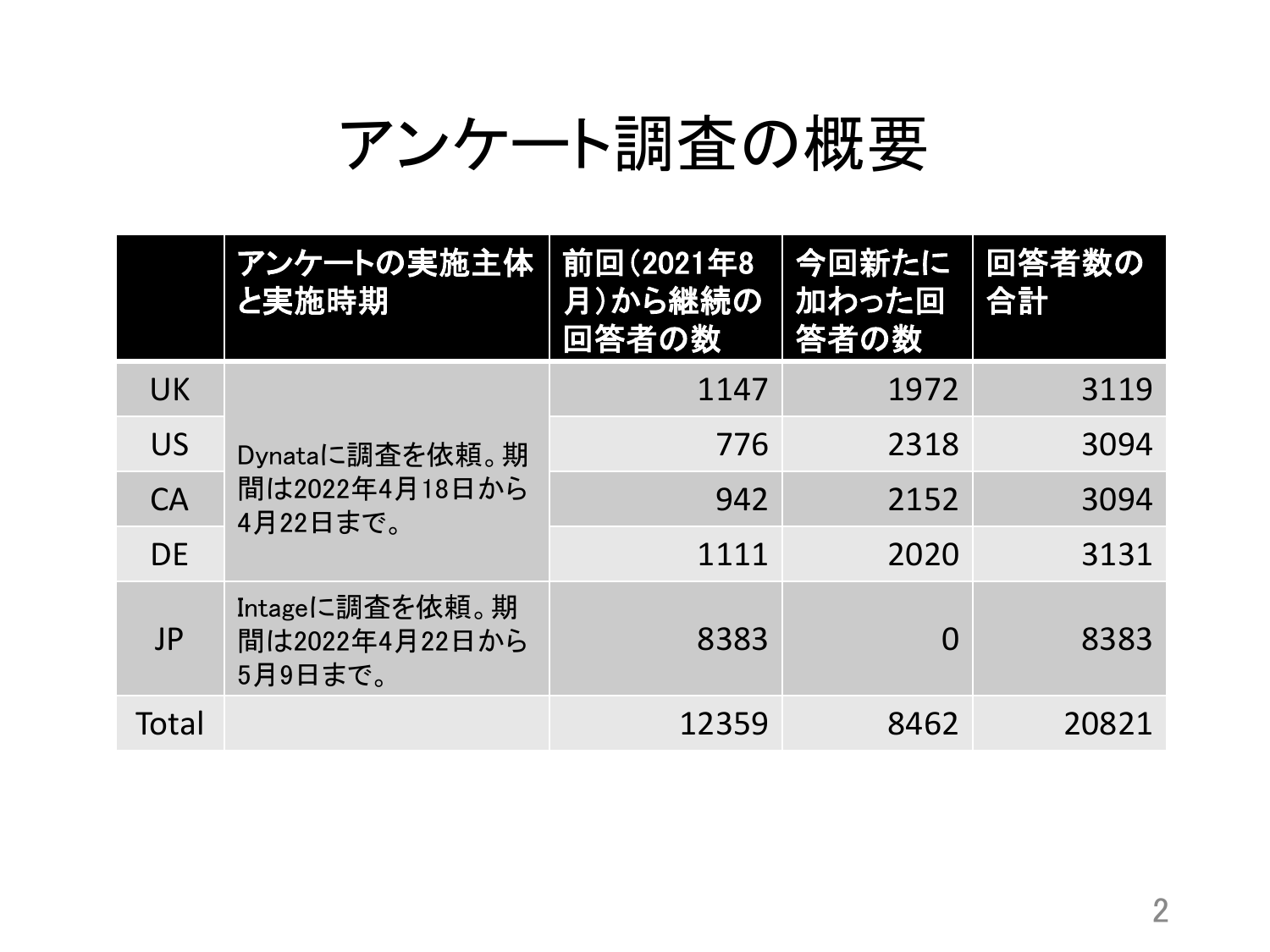# アンケート調査の概要

| | アンケートの実施主体と実施時期 | 前回（2021年8月）から継続の回答者の数 | 今回新たに加わった回答者の数 | 回答者数の合計 |
|---|---|---|---|---|
| UK | Dynataに調査を依頼。期間は2022年4月18日から4月22日まで。 | 1147 | 1972 | 3119 |
| US | | 776 | 2318 | 3094 |
| CA | | 942 | 2152 | 3094 |
| DE | | 1111 | 2020 | 3131 |
| JP | Intageに調査を依頼。期間は2022年4月22日から5月9日まで。 | 8383 | 0 | 8383 |
| Total | | 12359 | 8462 | 20821 |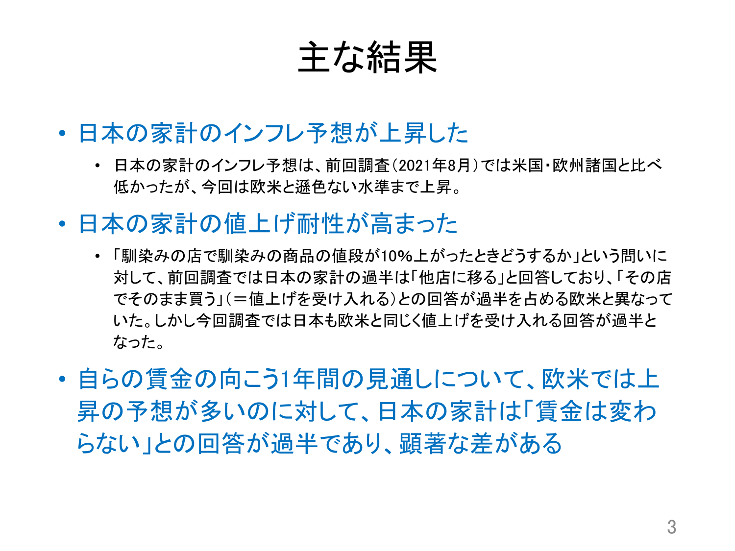# 主な結果

- 日本の家計のインフレ予想が上昇した
  - 日本の家計のインフレ予想は、前回調査（2021年8月）では米国・欧州諸国と比べ低かったが、今回は欧米と遜色ない水準まで上昇。
- 日本の家計の値上げ耐性が高まった
  - 「馴染みの店で馴染みの商品の値段が10%上がったときどうするか」という問いに対して、前回調査では日本の家計の過半は「他店に移る」と回答しており、「その店でそのまま買う」（＝値上げを受け入れる）との回答が過半を占める欧米と異なっていた。しかし今回調査では日本も欧米と同じく値上げを受け入れる回答が過半となった。
- 自らの賃金の向こう1年間の見通しについて、欧米では上昇の予想が多いのに対して、日本の家計は「賃金は変わらない」との回答が過半であり、顕著な差がある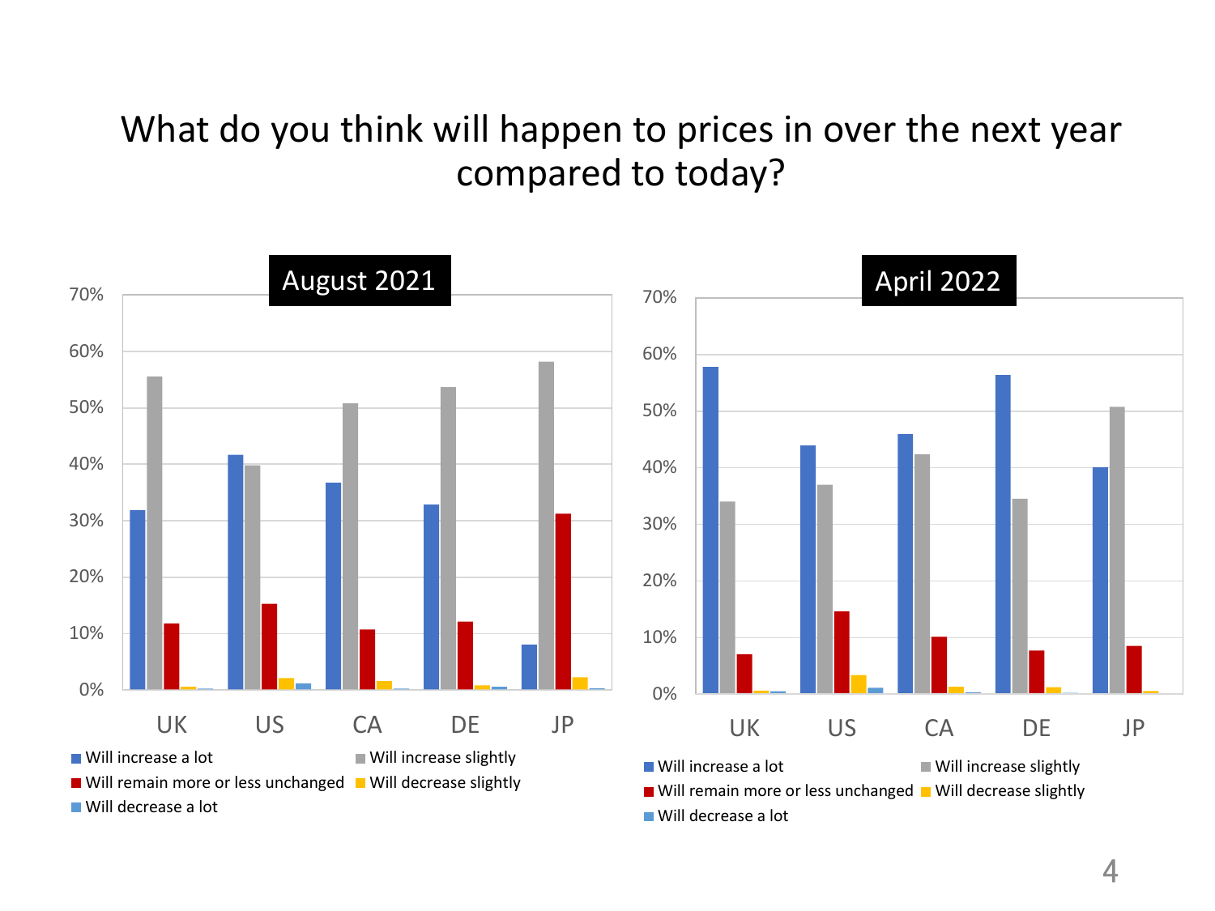# What do you think will happen to prices in over the next year compared to today?

August 2021

April 2022

UK US CA DE JP

- Will increase a lot
- Will increase slightly
- Will remain more or less unchanged
- Will decrease slightly
- Will decrease a lot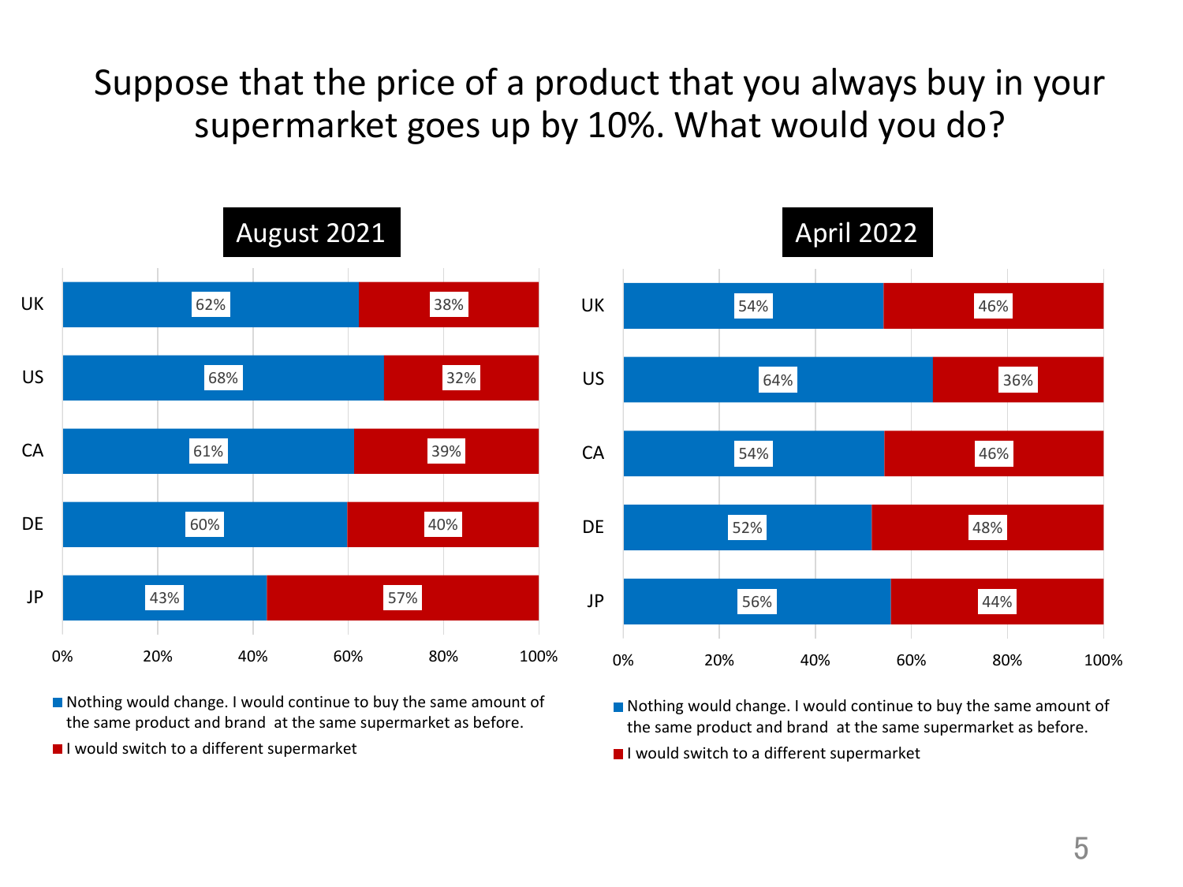# Suppose that the price of a product that you always buy in your supermarket goes up by 10%. What would you do?

## August 2021

| | Nothing would change. I would continue to buy the same amount of the same product and brand at the same supermarket as before. | I would switch to a different supermarket |
|---|---|---|
| UK | 62% | 38% |
| US | 68% | 32% |
| CA | 61% | 39% |
| DE | 60% | 40% |
| JP | 43% | 57% |

## April 2022

| | Nothing would change. I would continue to buy the same amount of the same product and brand at the same supermarket as before. | I would switch to a different supermarket |
|---|---|---|
| UK | 54% | 46% |
| US | 64% | 36% |
| CA | 54% | 46% |
| DE | 52% | 48% |
| JP | 56% | 44% |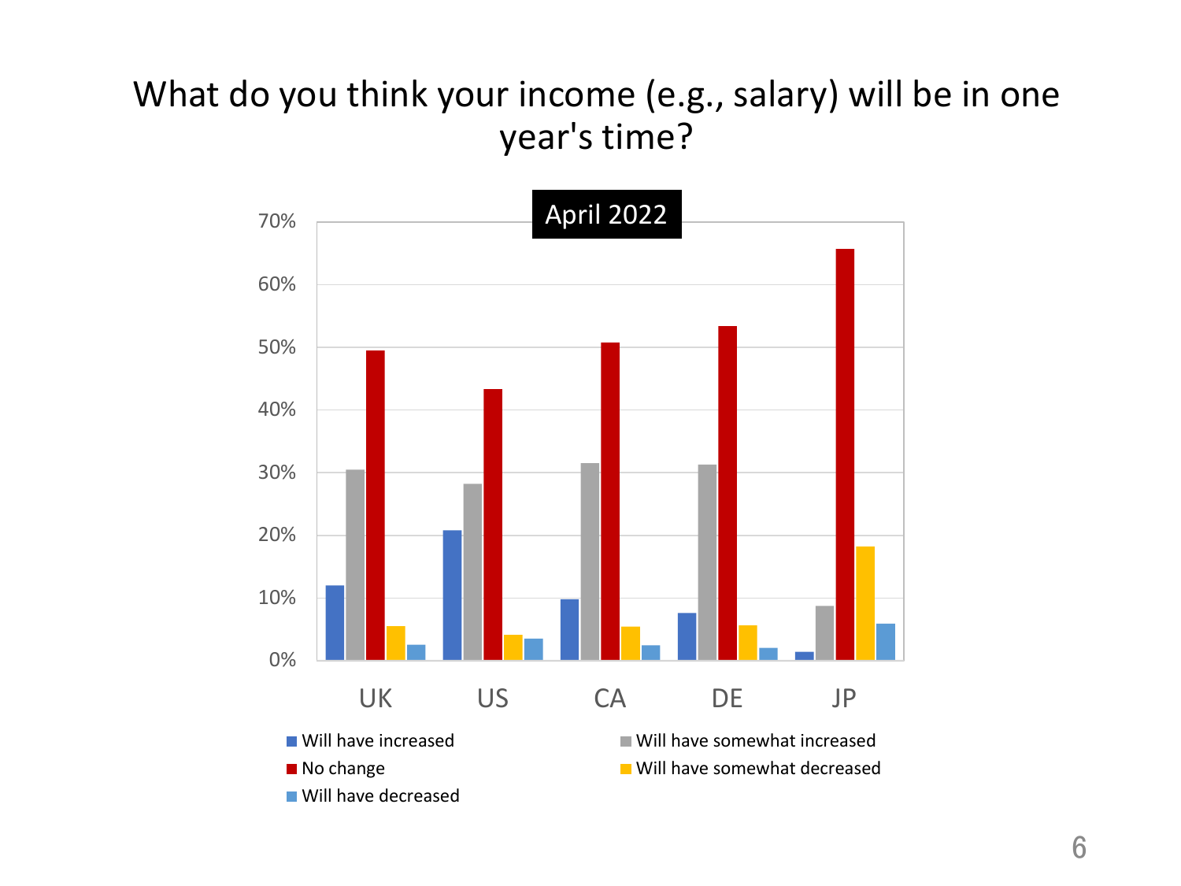# What do you think your income (e.g., salary) will be in one year's time?

April 2022

70%
60%
50%
40%
30%
20%
10%
0%

UK US CA DE JP

- Will have increased
- Will have somewhat increased
- No change
- Will have somewhat decreased
- Will have decreased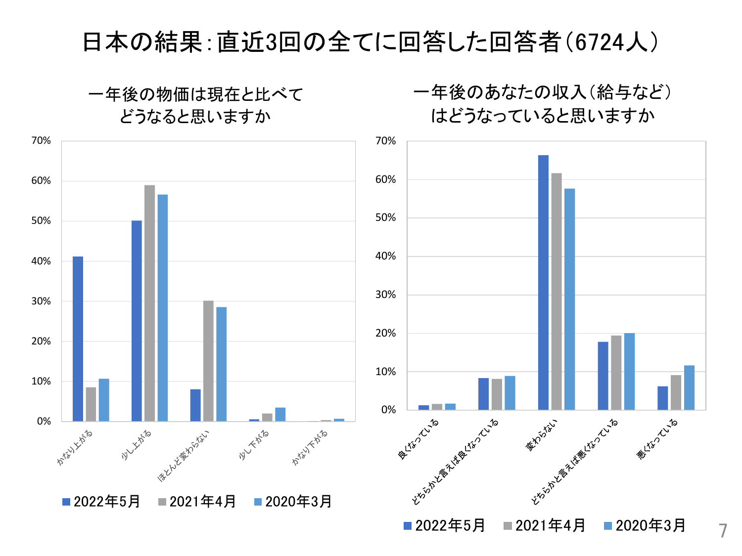# 日本の結果：直近3回の全てに回答した回答者（6724人）

## 一年後の物価は現在と比べてどうなると思いますか

| | 2022年5月 | 2021年4月 | 2020年3月 |
|---|---|---|---|
| かなり上がる | 41% | 8% | 11% |
| 少し上がる | 50% | 59% | 57% |
| ほとんど変わらない | 8% | 30% | 29% |
| 少し下がる | 1% | 2% | 3% |
| かなり下がる | 0% | 0% | 1% |

## 一年後のあなたの収入（給与など）はどうなっていると思いますか

| | 2022年5月 | 2021年4月 | 2020年3月 |
|---|---|---|---|
| 良くなっている | 1% | 2% | 2% |
| どちらかと言えば良くなっている | 8% | 8% | 9% |
| 変わらない | 66% | 62% | 58% |
| どちらかと言えば悪くなっている | 18% | 19% | 20% |
| 悪くなっている | 6% | 9% | 12% |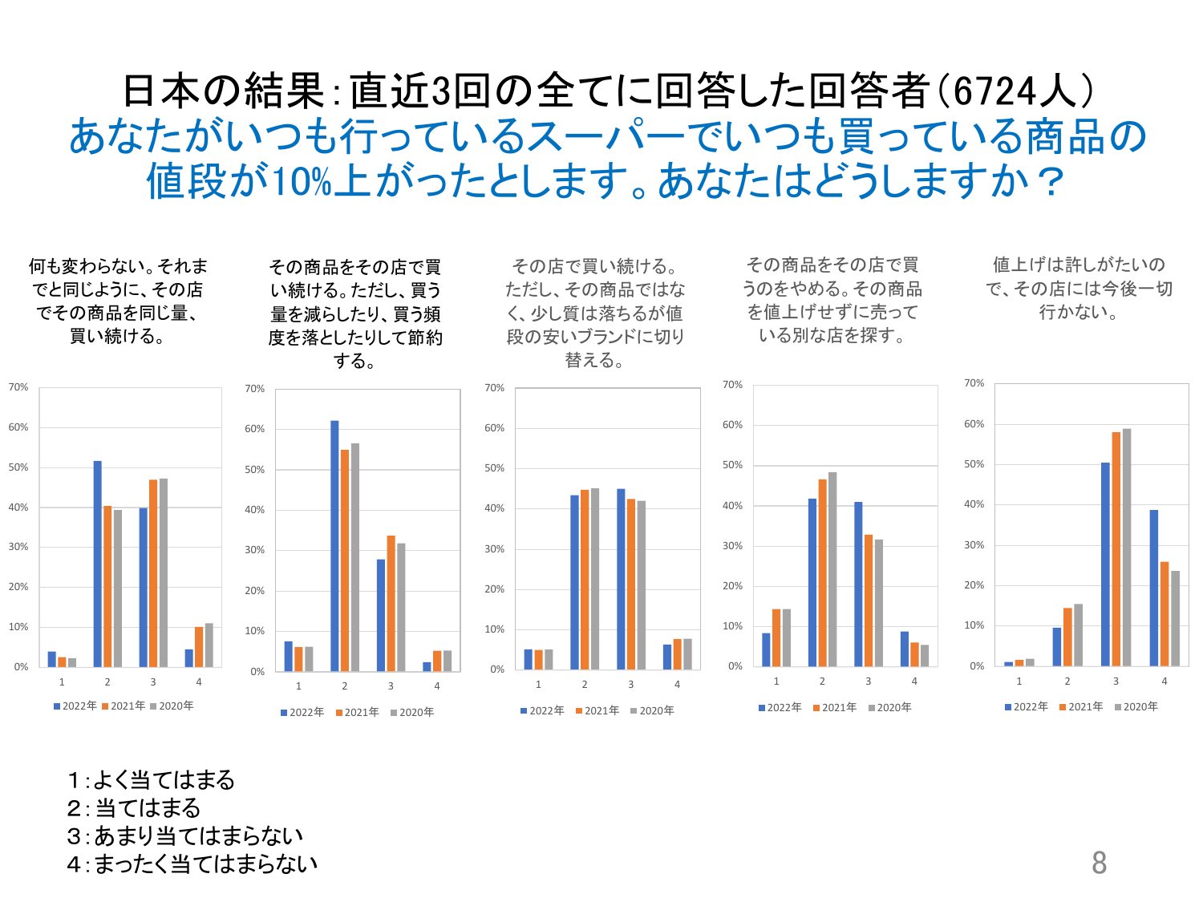# 日本の結果：直近3回の全てに回答した回答者（6724人）

## あなたがいつも行っているスーパーでいつも買っている商品の値段が10%上がったとします。あなたはどうしますか？

何も変わらない。それまでと同じように、その店でその商品を同じ量、買い続ける。

その商品をその店で買い続ける。ただし、買う量を減らしたり、買う頻度を落としたりして節約する。

その店で買い続ける。ただし、その商品ではなく、少し質は落ちるが値段の安いブランドに切り替える。

その商品をその店で買うのをやめる。その商品を値上げせずに売っている別な店を探す。

値上げは許しがたいので、その店には今後一切行かない。

1：よく当てはまる
2：当てはまる
3：あまり当てはまらない
4：まったく当てはまらない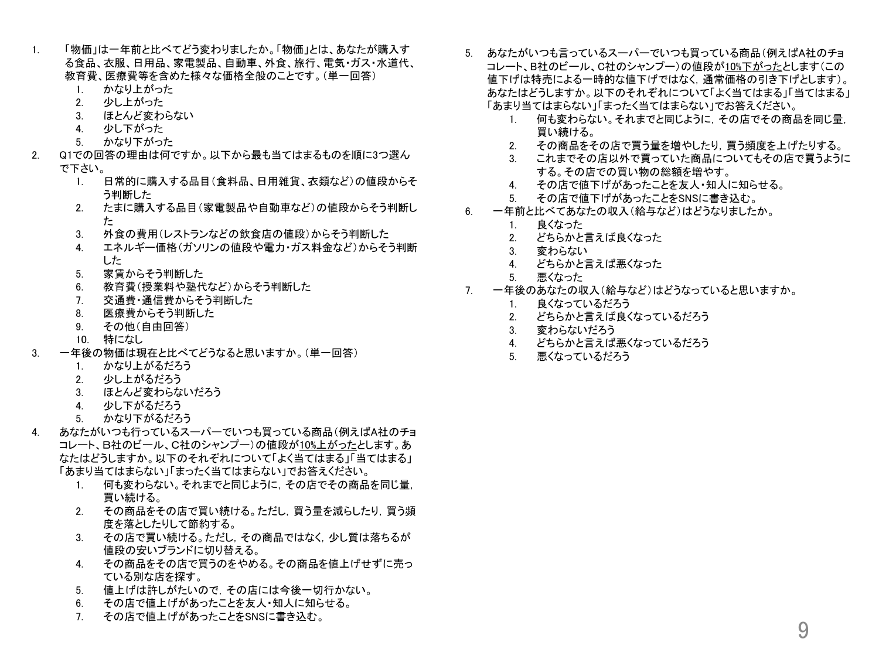1. 「物価」は一年前と比べてどう変わりましたか。「物価」とは、あなたが購入する食品、衣服、日用品、家電製品、自動車、外食、旅行、電気・ガス・水道代、教育費、医療費等を含めた様々な価格全般のことです。（単一回答）
   1. かなり上がった
   2. 少し上がった
   3. ほとんど変わらない
   4. 少し下がった
   5. かなり下がった
2. Q1での回答の理由は何ですか。以下から最も当てはまるものを順に3つ選んで下さい。
   1. 日常的に購入する品目（食料品、日用雑貨、衣類など）の値段からそう判断した
   2. たまに購入する品目（家電製品や自動車など）の値段からそう判断した
   3. 外食の費用（レストランなどの飲食店の値段）からそう判断した
   4. エネルギー価格（ガソリンの値段や電力・ガス料金など）からそう判断した
   5. 家賃からそう判断した
   6. 教育費（授業料や塾代など）からそう判断した
   7. 交通費・通信費からそう判断した
   8. 医療費からそう判断した
   9. その他（自由回答）
   10. 特になし
3. 一年後の物価は現在と比べてどうなると思いますか。（単一回答）
   1. かなり上がるだろう
   2. 少し上がるだろう
   3. ほとんど変わらないだろう
   4. 少し下がるだろう
   5. かなり下がるだろう
4. あなたがいつも行っているスーパーでいつも買っている商品（例えばA社のチョコレート、B社のビール、C社のシャンプー）の値段が10%上がったとします。あなたはどうしますか。以下のそれぞれについて「よく当てはまる」「当てはまる」「あまり当てはまらない」「まったく当てはまらない」でお答えください。
   1. 何も変わらない。それまでと同じように，その店でその商品を同じ量，買い続ける。
   2. その商品をその店で買い続ける。ただし，買う量を減らしたり，買う頻度を落としたりして節約する。
   3. その店で買い続ける。ただし，その商品ではなく，少し質は落ちるが値段の安いブランドに切り替える。
   4. その商品をその店で買うのをやめる。その商品を値上げせずに売っている別な店を探す。
   5. 値上げは許しがたいので，その店には今後一切行かない。
   6. その店で値上げがあったことを友人・知人に知らせる。
   7. その店で値上げがあったことをSNSに書き込む。
5. あなたがいつも言っているスーパーでいつも買っている商品（例えばA社のチョコレート、B社のビール、C社のシャンプー）の値段が10%下がったとします（この値下げは特売による一時的な値下げではなく，通常価格の引き下げとします）。あなたはどうしますか。以下のそれぞれについて「よく当てはまる」「当てはまる」「あまり当てはまらない」「まったく当てはまらない」でお答えください。
   1. 何も変わらない。それまでと同じように，その店でその商品を同じ量，買い続ける。
   2. その商品をその店で買う量を増やしたり，買う頻度を上げたりする。
   3. これまでその店以外で買っていた商品についてもその店で買うようにする。その店での買い物の総額を増やす。
   4. その店で値下げがあったことを友人・知人に知らせる。
   5. その店で値下げがあったことをSNSに書き込む。
6. 一年前と比べてあなたの収入（給与など）はどうなりましたか。
   1. 良くなった
   2. どちらかと言えば良くなった
   3. 変わらない
   4. どちらかと言えば悪くなった
   5. 悪くなった
7. 一年後のあなたの収入（給与など）はどうなっていると思いますか。
   1. 良くなっているだろう
   2. どちらかと言えば良くなっているだろう
   3. 変わらないだろう
   4. どちらかと言えば悪くなっているだろう
   5. 悪くなっているだろう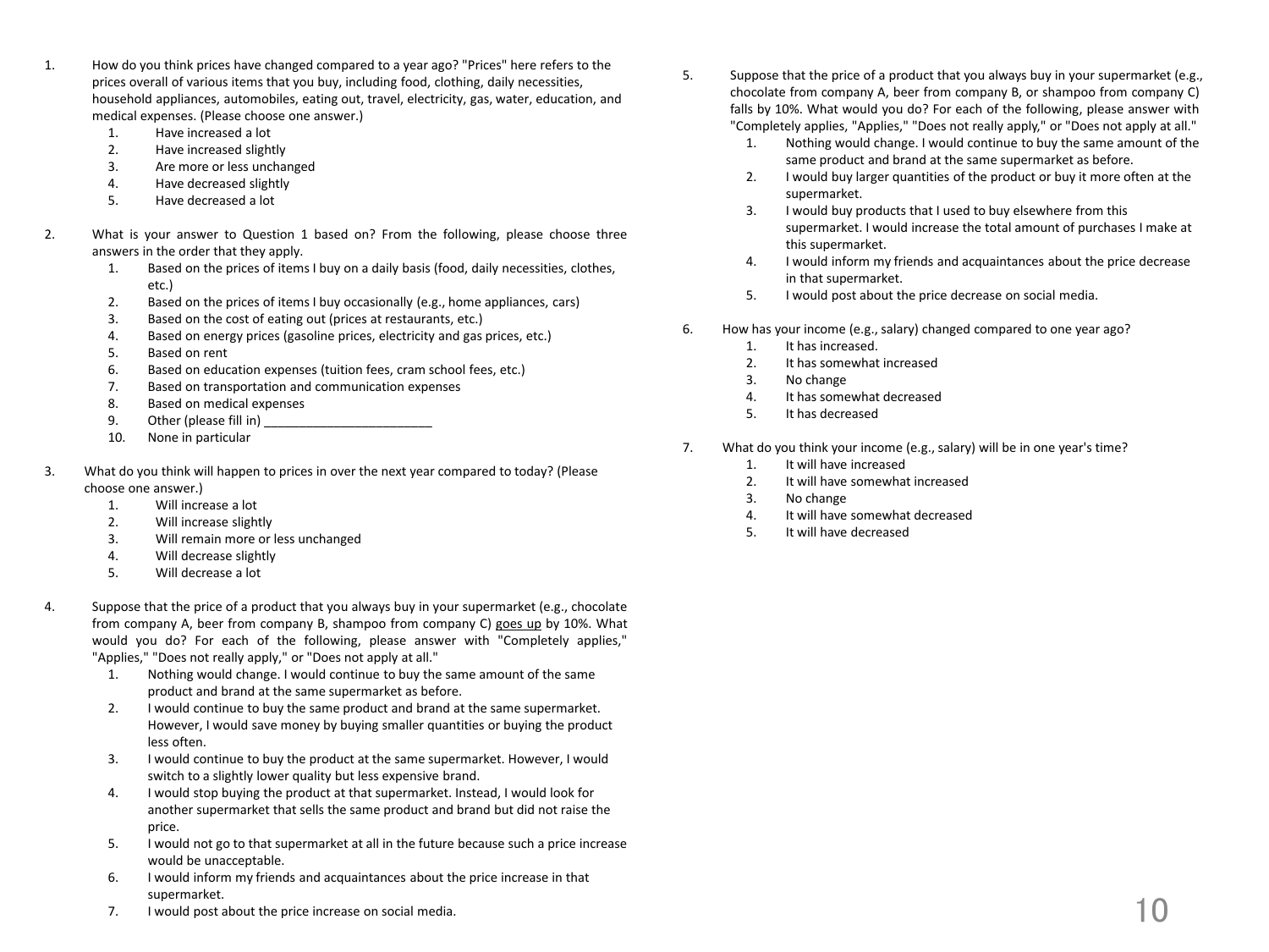1. How do you think prices have changed compared to a year ago? "Prices" here refers to the prices overall of various items that you buy, including food, clothing, daily necessities, household appliances, automobiles, eating out, travel, electricity, gas, water, education, and medical expenses. (Please choose one answer.)
    1. Have increased a lot
    2. Have increased slightly
    3. Are more or less unchanged
    4. Have decreased slightly
    5. Have decreased a lot

2. What is your answer to Question 1 based on? From the following, please choose three answers in the order that they apply.
    1. Based on the prices of items I buy on a daily basis (food, daily necessities, clothes, etc.)
    2. Based on the prices of items I buy occasionally (e.g., home appliances, cars)
    3. Based on the cost of eating out (prices at restaurants, etc.)
    4. Based on energy prices (gasoline prices, electricity and gas prices, etc.)
    5. Based on rent
    6. Based on education expenses (tuition fees, cram school fees, etc.)
    7. Based on transportation and communication expenses
    8. Based on medical expenses
    9. Other (please fill in) ________________________
    10. None in particular

3. What do you think will happen to prices in over the next year compared to today? (Please choose one answer.)
    1. Will increase a lot
    2. Will increase slightly
    3. Will remain more or less unchanged
    4. Will decrease slightly
    5. Will decrease a lot

4. Suppose that the price of a product that you always buy in your supermarket (e.g., chocolate from company A, beer from company B, shampoo from company C) goes up by 10%. What would you do? For each of the following, please answer with "Completely applies," "Applies," "Does not really apply," or "Does not apply at all."
    1. Nothing would change. I would continue to buy the same amount of the same product and brand at the same supermarket as before.
    2. I would continue to buy the same product and brand at the same supermarket. However, I would save money by buying smaller quantities or buying the product less often.
    3. I would continue to buy the product at the same supermarket. However, I would switch to a slightly lower quality but less expensive brand.
    4. I would stop buying the product at that supermarket. Instead, I would look for another supermarket that sells the same product and brand but did not raise the price.
    5. I would not go to that supermarket at all in the future because such a price increase would be unacceptable.
    6. I would inform my friends and acquaintances about the price increase in that supermarket.
    7. I would post about the price increase on social media.

5. Suppose that the price of a product that you always buy in your supermarket (e.g., chocolate from company A, beer from company B, or shampoo from company C) falls by 10%. What would you do? For each of the following, please answer with "Completely applies, "Applies," "Does not really apply," or "Does not apply at all."
    1. Nothing would change. I would continue to buy the same amount of the same product and brand at the same supermarket as before.
    2. I would buy larger quantities of the product or buy it more often at the supermarket.
    3. I would buy products that I used to buy elsewhere from this supermarket. I would increase the total amount of purchases I make at this supermarket.
    4. I would inform my friends and acquaintances about the price decrease in that supermarket.
    5. I would post about the price decrease on social media.

6. How has your income (e.g., salary) changed compared to one year ago?
    1. It has increased.
    2. It has somewhat increased
    3. No change
    4. It has somewhat decreased
    5. It has decreased

7. What do you think your income (e.g., salary) will be in one year's time?
    1. It will have increased
    2. It will have somewhat increased
    3. No change
    4. It will have somewhat decreased
    5. It will have decreased